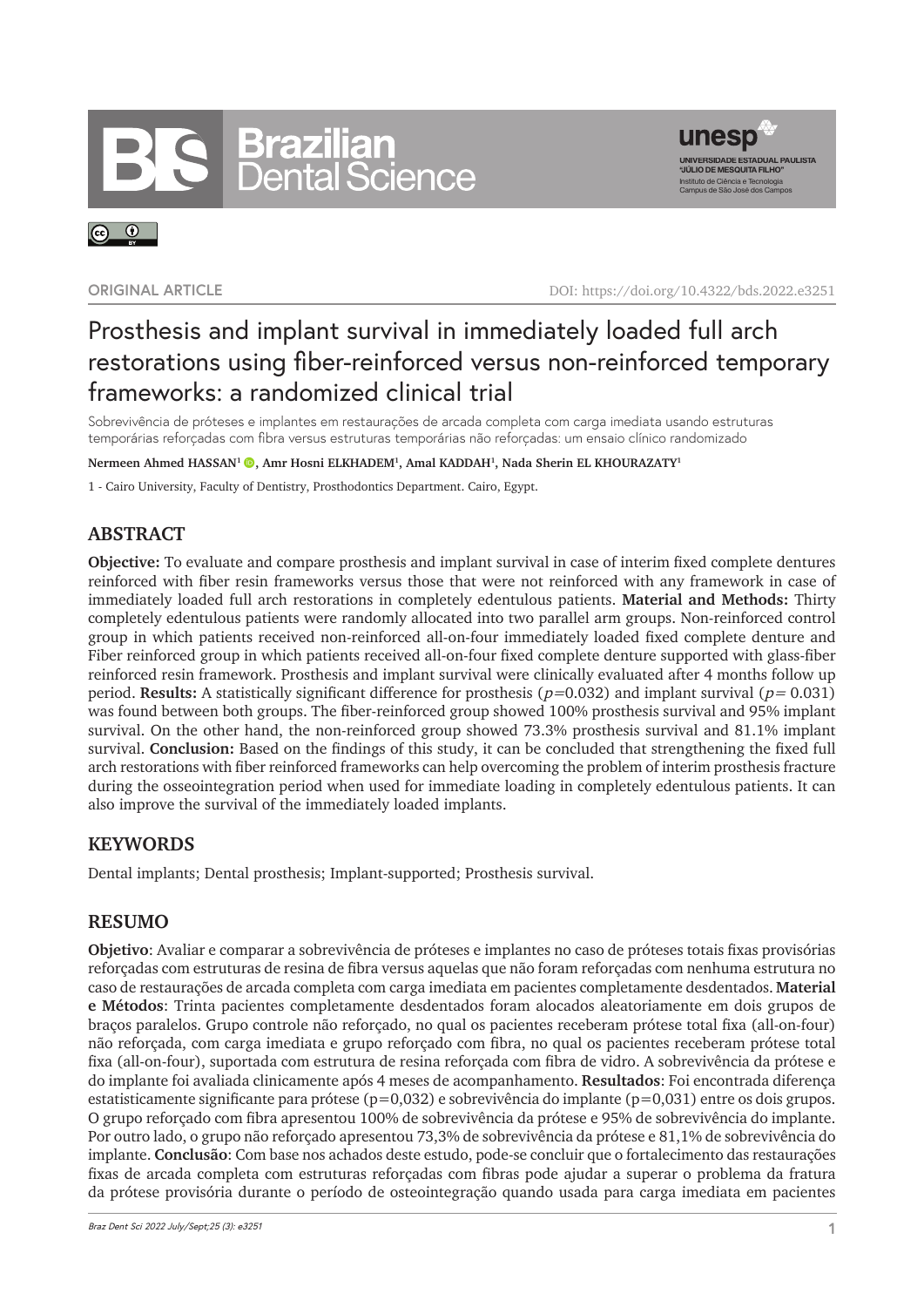ORIGINAL ARTICLE

DOI: https://doi.org/10.4322/bds.2022.e3251

# Prosthesis and implant survival in immediately loaded full arch restorations using fiber-reinforced versus non-reinforced temporary frameworks: a randomized clinical trial

Sobrevivência de próteses e implantes em restaurações de arcada completa com carga imediata usando estruturas temporárias reforçadas com fibra versus estruturas temporárias não reforçadas: um ensaio clínico randomizado

**Nermeen Ahmed HASSAN[1], Amr Hosni ELKHADEM[1], Amal KADDAH[1], Nada Sherin EL KHOURAZATY[1]**

1 - Cairo University, Faculty of Dentistry, Prosthodontics Department. Cairo, Egypt.

## ABSTRACT

**Objective:** To evaluate and compare prosthesis and implant survival in case of interim fixed complete dentures reinforced with fiber resin frameworks versus those that were not reinforced with any framework in case of immediately loaded full arch restorations in completely edentulous patients. **Material and Methods:** Thirty completely edentulous patients were randomly allocated into two parallel arm groups. Non-reinforced control group in which patients received non-reinforced all-on-four immediately loaded fixed complete denture and Fiber reinforced group in which patients received all-on-four fixed complete denture supported with glass-fiber reinforced resin framework. Prosthesis and implant survival were clinically evaluated after 4 months follow up period. **Results:** A statistically significant difference for prosthesis ($p$=0.032) and implant survival ($p$= 0.031) was found between both groups. The fiber-reinforced group showed 100% prosthesis survival and 95% implant survival. On the other hand, the non-reinforced group showed 73.3% prosthesis survival and 81.1% implant survival. **Conclusion:** Based on the findings of this study, it can be concluded that strengthening the fixed full arch restorations with fiber reinforced frameworks can help overcoming the problem of interim prosthesis fracture during the osseointegration period when used for immediate loading in completely edentulous patients. It can also improve the survival of the immediately loaded implants.

## KEYWORDS

Dental implants; Dental prosthesis; Implant-supported; Prosthesis survival.

## RESUMO

**Objetivo**: Avaliar e comparar a sobrevivência de próteses e implantes no caso de próteses totais fixas provisórias reforçadas com estruturas de resina de fibra versus aquelas que não foram reforçadas com nenhuma estrutura no caso de restaurações de arcada completa com carga imediata em pacientes completamente desdentados. **Material e Métodos**: Trinta pacientes completamente desdentados foram alocados aleatoriamente em dois grupos de braços paralelos. Grupo controle não reforçado, no qual os pacientes receberam prótese total fixa (all-on-four) não reforçada, com carga imediata e grupo reforçado com fibra, no qual os pacientes receberam prótese total fixa (all-on-four), suportada com estrutura de resina reforçada com fibra de vidro. A sobrevivência da prótese e do implante foi avaliada clinicamente após 4 meses de acompanhamento. **Resultados**: Foi encontrada diferença estatisticamente significante para prótese (p=0,032) e sobrevivência do implante (p=0,031) entre os dois grupos. O grupo reforçado com fibra apresentou 100% de sobrevivência da prótese e 95% de sobrevivência do implante. Por outro lado, o grupo não reforçado apresentou 73,3% de sobrevivência da prótese e 81,1% de sobrevivência do implante. **Conclusão**: Com base nos achados deste estudo, pode-se concluir que o fortalecimento das restaurações fixas de arcada completa com estruturas reforçadas com fibras pode ajudar a superar o problema da fratura da prótese provisória durante o período de osteointegração quando usada para carga imediata em pacientes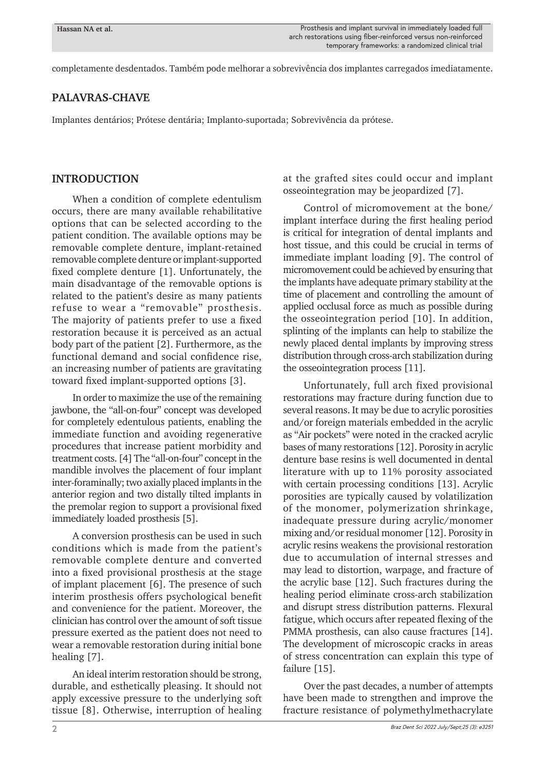completamente desdentados. Também pode melhorar a sobrevivência dos implantes carregados imediatamente.

## PALAVRAS-CHAVE

Implantes dentários; Prótese dentária; Implanto-suportada; Sobrevivência da prótese.

## INTRODUCTION

When a condition of complete edentulism occurs, there are many available rehabilitative options that can be selected according to the patient condition. The available options may be removable complete denture, implant-retained removable complete denture or implant-supported fixed complete denture [1]. Unfortunately, the main disadvantage of the removable options is related to the patient's desire as many patients refuse to wear a "removable" prosthesis. The majority of patients prefer to use a fixed restoration because it is perceived as an actual body part of the patient [2]. Furthermore, as the functional demand and social confidence rise, an increasing number of patients are gravitating toward fixed implant-supported options [3].

In order to maximize the use of the remaining jawbone, the "all-on-four" concept was developed for completely edentulous patients, enabling the immediate function and avoiding regenerative procedures that increase patient morbidity and treatment costs. [4] The "all-on-four" concept in the mandible involves the placement of four implant inter-foraminally; two axially placed implants in the anterior region and two distally tilted implants in the premolar region to support a provisional fixed immediately loaded prosthesis [5].

A conversion prosthesis can be used in such conditions which is made from the patient's removable complete denture and converted into a fixed provisional prosthesis at the stage of implant placement [6]. The presence of such interim prosthesis offers psychological benefit and convenience for the patient. Moreover, the clinician has control over the amount of soft tissue pressure exerted as the patient does not need to wear a removable restoration during initial bone healing [7].

An ideal interim restoration should be strong, durable, and esthetically pleasing. It should not apply excessive pressure to the underlying soft tissue [8]. Otherwise, interruption of healing at the grafted sites could occur and implant osseointegration may be jeopardized [7].

Control of micromovement at the bone/implant interface during the first healing period is critical for integration of dental implants and host tissue, and this could be crucial in terms of immediate implant loading [9]. The control of micromovement could be achieved by ensuring that the implants have adequate primary stability at the time of placement and controlling the amount of applied occlusal force as much as possible during the osseointegration period [10]. In addition, splinting of the implants can help to stabilize the newly placed dental implants by improving stress distribution through cross-arch stabilization during the osseointegration process [11].

Unfortunately, full arch fixed provisional restorations may fracture during function due to several reasons. It may be due to acrylic porosities and/or foreign materials embedded in the acrylic as "Air pockets" were noted in the cracked acrylic bases of many restorations [12]. Porosity in acrylic denture base resins is well documented in dental literature with up to 11% porosity associated with certain processing conditions [13]. Acrylic porosities are typically caused by volatilization of the monomer, polymerization shrinkage, inadequate pressure during acrylic/monomer mixing and/or residual monomer [12]. Porosity in acrylic resins weakens the provisional restoration due to accumulation of internal stresses and may lead to distortion, warpage, and fracture of the acrylic base [12]. Such fractures during the healing period eliminate cross-arch stabilization and disrupt stress distribution patterns. Flexural fatigue, which occurs after repeated flexing of the PMMA prosthesis, can also cause fractures [14]. The development of microscopic cracks in areas of stress concentration can explain this type of failure [15].

Over the past decades, a number of attempts have been made to strengthen and improve the fracture resistance of polymethylmethacrylate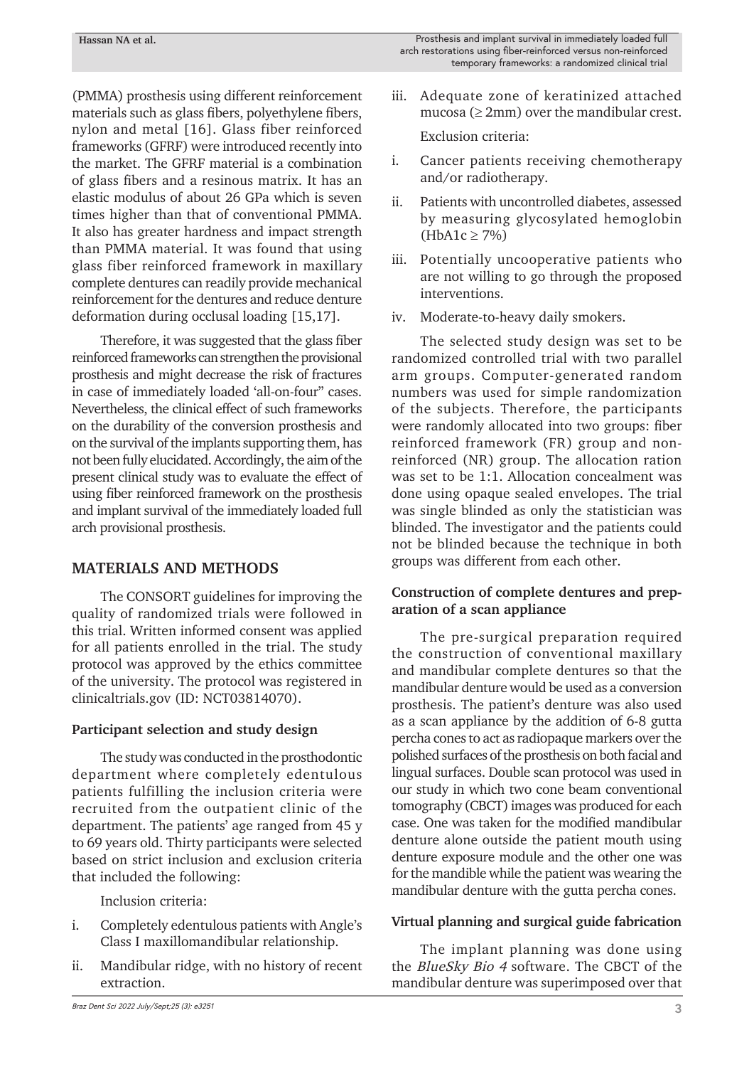(PMMA) prosthesis using different reinforcement materials such as glass fibers, polyethylene fibers, nylon and metal [16]. Glass fiber reinforced frameworks (GFRF) were introduced recently into the market. The GFRF material is a combination of glass fibers and a resinous matrix. It has an elastic modulus of about 26 GPa which is seven times higher than that of conventional PMMA. It also has greater hardness and impact strength than PMMA material. It was found that using glass fiber reinforced framework in maxillary complete dentures can readily provide mechanical reinforcement for the dentures and reduce denture deformation during occlusal loading [15,17].

Therefore, it was suggested that the glass fiber reinforced frameworks can strengthen the provisional prosthesis and might decrease the risk of fractures in case of immediately loaded 'all-on-four" cases. Nevertheless, the clinical effect of such frameworks on the durability of the conversion prosthesis and on the survival of the implants supporting them, has not been fully elucidated. Accordingly, the aim of the present clinical study was to evaluate the effect of using fiber reinforced framework on the prosthesis and implant survival of the immediately loaded full arch provisional prosthesis.

## MATERIALS AND METHODS

The CONSORT guidelines for improving the quality of randomized trials were followed in this trial. Written informed consent was applied for all patients enrolled in the trial. The study protocol was approved by the ethics committee of the university. The protocol was registered in clinicaltrials.gov (ID: NCT03814070).

### Participant selection and study design

The study was conducted in the prosthodontic department where completely edentulous patients fulfilling the inclusion criteria were recruited from the outpatient clinic of the department. The patients' age ranged from 45 y to 69 years old. Thirty participants were selected based on strict inclusion and exclusion criteria that included the following:

Inclusion criteria:

i. Completely edentulous patients with Angle's Class I maxillomandibular relationship.

ii. Mandibular ridge, with no history of recent extraction.

iii. Adequate zone of keratinized attached mucosa (≥ 2mm) over the mandibular crest.

Exclusion criteria:

i. Cancer patients receiving chemotherapy and/or radiotherapy.

ii. Patients with uncontrolled diabetes, assessed by measuring glycosylated hemoglobin (HbA1c ≥ 7%)

iii. Potentially uncooperative patients who are not willing to go through the proposed interventions.

iv. Moderate-to-heavy daily smokers.

The selected study design was set to be randomized controlled trial with two parallel arm groups. Computer-generated random numbers was used for simple randomization of the subjects. Therefore, the participants were randomly allocated into two groups: fiber reinforced framework (FR) group and non-reinforced (NR) group. The allocation ration was set to be 1:1. Allocation concealment was done using opaque sealed envelopes. The trial was single blinded as only the statistician was blinded. The investigator and the patients could not be blinded because the technique in both groups was different from each other.

### Construction of complete dentures and preparation of a scan appliance

The pre-surgical preparation required the construction of conventional maxillary and mandibular complete dentures so that the mandibular denture would be used as a conversion prosthesis. The patient's denture was also used as a scan appliance by the addition of 6-8 gutta percha cones to act as radiopaque markers over the polished surfaces of the prosthesis on both facial and lingual surfaces. Double scan protocol was used in our study in which two cone beam conventional tomography (CBCT) images was produced for each case. One was taken for the modified mandibular denture alone outside the patient mouth using denture exposure module and the other one was for the mandible while the patient was wearing the mandibular denture with the gutta percha cones.

### Virtual planning and surgical guide fabrication

The implant planning was done using the *BlueSky Bio 4* software. The CBCT of the mandibular denture was superimposed over that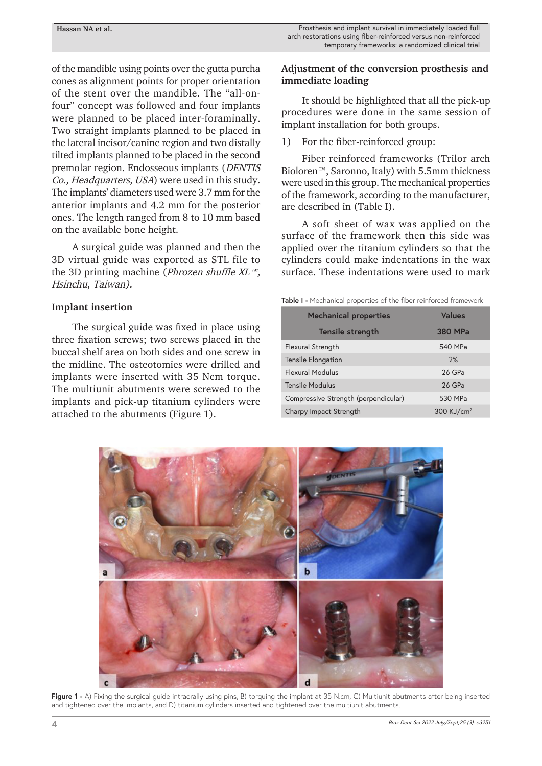of the mandible using points over the gutta purcha cones as alignment points for proper orientation of the stent over the mandible. The "all-on-four" concept was followed and four implants were planned to be placed inter-foraminally. Two straight implants planned to be placed in the lateral incisor/canine region and two distally tilted implants planned to be placed in the second premolar region. Endosseous implants (*DENTIS Co., Headquarters, USA*) were used in this study. The implants' diameters used were 3.7 mm for the anterior implants and 4.2 mm for the posterior ones. The length ranged from 8 to 10 mm based on the available bone height.

A surgical guide was planned and then the 3D virtual guide was exported as STL file to the 3D printing machine (*Phrozen shuffle XL™, Hsinchu, Taiwan).*

### Implant insertion

The surgical guide was fixed in place using three fixation screws; two screws placed in the buccal shelf area on both sides and one screw in the midline. The osteotomies were drilled and implants were inserted with 35 Ncm torque. The multiunit abutments were screwed to the implants and pick-up titanium cylinders were attached to the abutments (Figure 1).

### Adjustment of the conversion prosthesis and immediate loading

It should be highlighted that all the pick-up procedures were done in the same session of implant installation for both groups.

1) For the fiber-reinforced group:

Fiber reinforced frameworks (Trilor arch Bioloren™, Saronno, Italy) with 5.5mm thickness were used in this group. The mechanical properties of the framework, according to the manufacturer, are described in (Table I).

A soft sheet of wax was applied on the surface of the framework then this side was applied over the titanium cylinders so that the cylinders could make indentations in the wax surface. These indentations were used to mark

**Table I -** Mechanical properties of the fiber reinforced framework

| Mechanical properties | Values |
|---|---|
| **Tensile strength** | **380 MPa** |
| Flexural Strength | 540 MPa |
| Tensile Elongation | 2% |
| Flexural Modulus | 26 GPa |
| Tensile Modulus | 26 GPa |
| Compressive Strength (perpendicular) | 530 MPa |
| Charpy Impact Strength | 300 KJ/cm$^2$ |

**Figure 1 -** A) Fixing the surgical guide intraorally using pins, B) torquing the implant at 35 N.cm, C) Multiunit abutments after being inserted and tightened over the implants, and D) titanium cylinders inserted and tightened over the multiunit abutments.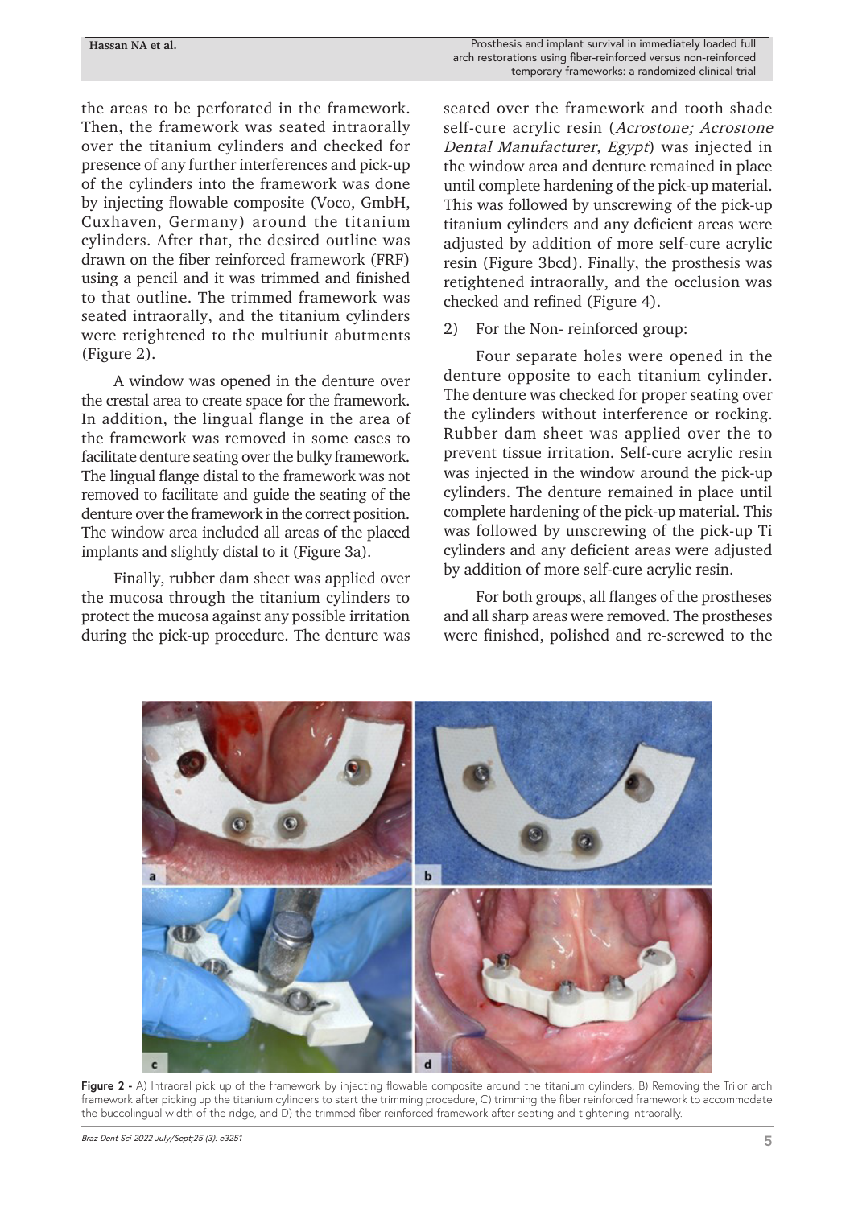the areas to be perforated in the framework. Then, the framework was seated intraorally over the titanium cylinders and checked for presence of any further interferences and pick-up of the cylinders into the framework was done by injecting flowable composite (Voco, GmbH, Cuxhaven, Germany) around the titanium cylinders. After that, the desired outline was drawn on the fiber reinforced framework (FRF) using a pencil and it was trimmed and finished to that outline. The trimmed framework was seated intraorally, and the titanium cylinders were retightened to the multiunit abutments (Figure 2).

A window was opened in the denture over the crestal area to create space for the framework. In addition, the lingual flange in the area of the framework was removed in some cases to facilitate denture seating over the bulky framework. The lingual flange distal to the framework was not removed to facilitate and guide the seating of the denture over the framework in the correct position. The window area included all areas of the placed implants and slightly distal to it (Figure 3a).

Finally, rubber dam sheet was applied over the mucosa through the titanium cylinders to protect the mucosa against any possible irritation during the pick-up procedure. The denture was seated over the framework and tooth shade self-cure acrylic resin (*Acrostone; Acrostone Dental Manufacturer, Egypt*) was injected in the window area and denture remained in place until complete hardening of the pick-up material. This was followed by unscrewing of the pick-up titanium cylinders and any deficient areas were adjusted by addition of more self-cure acrylic resin (Figure 3bcd). Finally, the prosthesis was retightened intraorally, and the occlusion was checked and refined (Figure 4).

2) For the Non- reinforced group:

Four separate holes were opened in the denture opposite to each titanium cylinder. The denture was checked for proper seating over the cylinders without interference or rocking. Rubber dam sheet was applied over the to prevent tissue irritation. Self-cure acrylic resin was injected in the window around the pick-up cylinders. The denture remained in place until complete hardening of the pick-up material. This was followed by unscrewing of the pick-up Ti cylinders and any deficient areas were adjusted by addition of more self-cure acrylic resin.

For both groups, all flanges of the prostheses and all sharp areas were removed. The prostheses were finished, polished and re-screwed to the

**Figure 2 -** A) Intraoral pick up of the framework by injecting flowable composite around the titanium cylinders, B) Removing the Trilor arch framework after picking up the titanium cylinders to start the trimming procedure, C) trimming the fiber reinforced framework to accommodate the buccolingual width of the ridge, and D) the trimmed fiber reinforced framework after seating and tightening intraorally.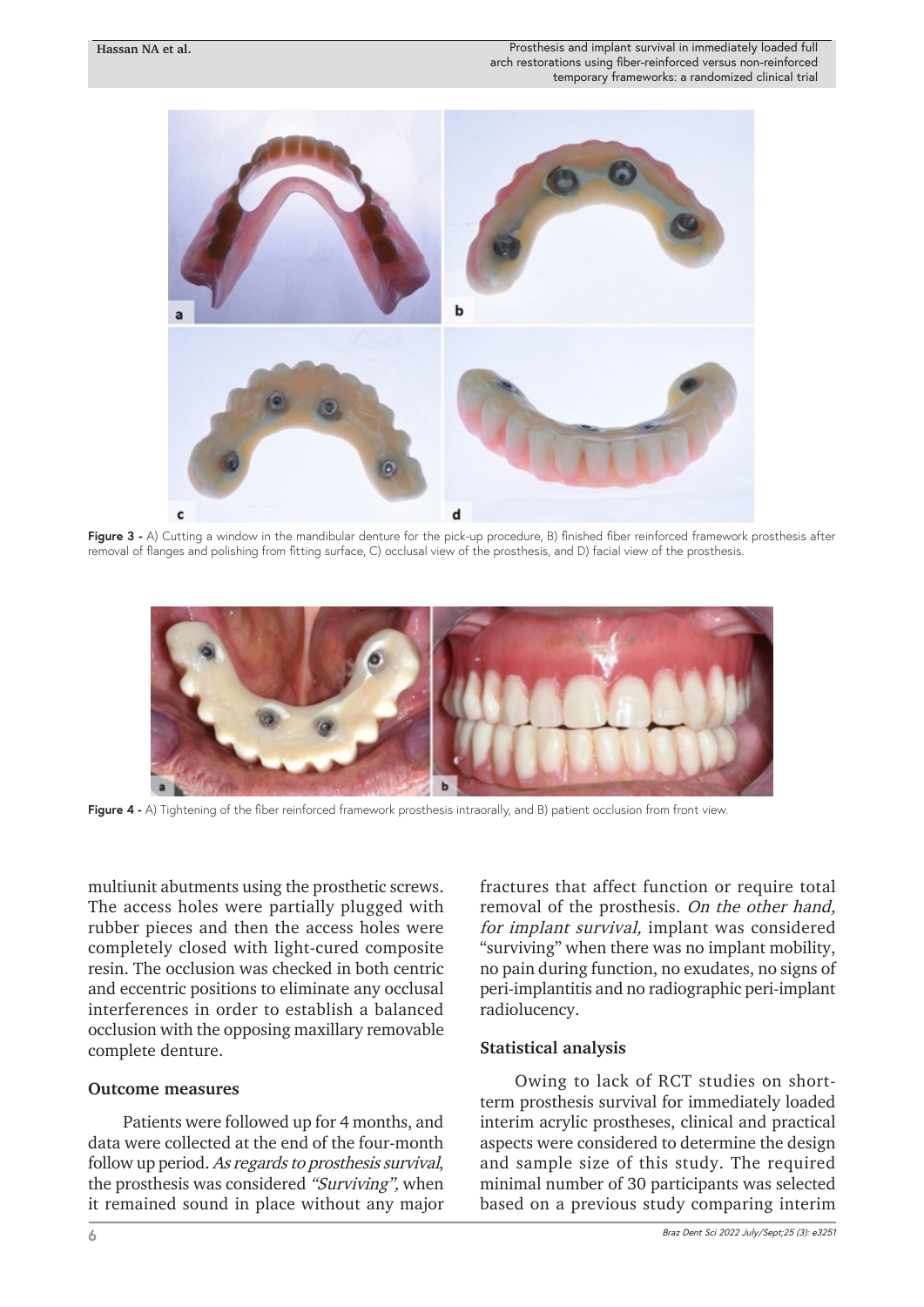Figure 3 - A) Cutting a window in the mandibular denture for the pick-up procedure, B) finished fiber reinforced framework prosthesis after removal of flanges and polishing from fitting surface, C) occlusal view of the prosthesis, and D) facial view of the prosthesis.

Figure 4 - A) Tightening of the fiber reinforced framework prosthesis intraorally, and B) patient occlusion from front view.

multiunit abutments using the prosthetic screws. The access holes were partially plugged with rubber pieces and then the access holes were completely closed with light-cured composite resin. The occlusion was checked in both centric and eccentric positions to eliminate any occlusal interferences in order to establish a balanced occlusion with the opposing maxillary removable complete denture.

### Outcome measures

Patients were followed up for 4 months, and data were collected at the end of the four-month follow up period. *As regards to prosthesis survival*, the prosthesis was considered *"Surviving"*, when it remained sound in place without any major fractures that affect function or require total removal of the prosthesis. *On the other hand, for implant survival,* implant was considered "surviving" when there was no implant mobility, no pain during function, no exudates, no signs of peri-implantitis and no radiographic peri-implant radiolucency.

### Statistical analysis

Owing to lack of RCT studies on short-term prosthesis survival for immediately loaded interim acrylic prostheses, clinical and practical aspects were considered to determine the design and sample size of this study. The required minimal number of 30 participants was selected based on a previous study comparing interim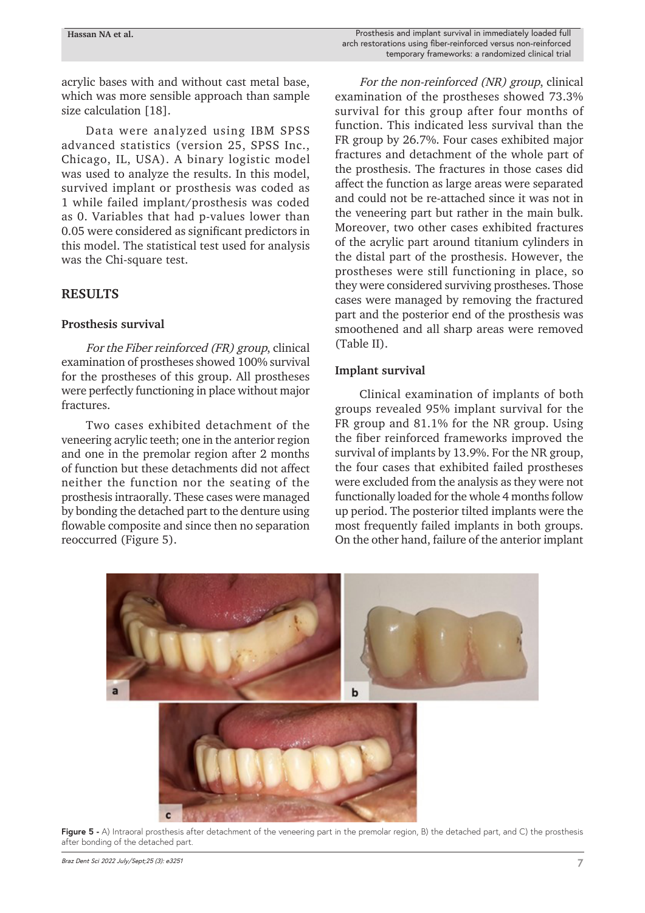acrylic bases with and without cast metal base, which was more sensible approach than sample size calculation [18].

Data were analyzed using IBM SPSS advanced statistics (version 25, SPSS Inc., Chicago, IL, USA). A binary logistic model was used to analyze the results. In this model, survived implant or prosthesis was coded as 1 while failed implant/prosthesis was coded as 0. Variables that had p-values lower than 0.05 were considered as significant predictors in this model. The statistical test used for analysis was the Chi-square test.

## RESULTS

### Prosthesis survival

*For the Fiber reinforced (FR) group*, clinical examination of prostheses showed 100% survival for the prostheses of this group. All prostheses were perfectly functioning in place without major fractures.

Two cases exhibited detachment of the veneering acrylic teeth; one in the anterior region and one in the premolar region after 2 months of function but these detachments did not affect neither the function nor the seating of the prosthesis intraorally. These cases were managed by bonding the detached part to the denture using flowable composite and since then no separation reoccurred (Figure 5).

*For the non-reinforced (NR) group*, clinical examination of the prostheses showed 73.3% survival for this group after four months of function. This indicated less survival than the FR group by 26.7%. Four cases exhibited major fractures and detachment of the whole part of the prosthesis. The fractures in those cases did affect the function as large areas were separated and could not be re-attached since it was not in the veneering part but rather in the main bulk. Moreover, two other cases exhibited fractures of the acrylic part around titanium cylinders in the distal part of the prosthesis. However, the prostheses were still functioning in place, so they were considered surviving prostheses. Those cases were managed by removing the fractured part and the posterior end of the prosthesis was smoothened and all sharp areas were removed (Table II).

### Implant survival

Clinical examination of implants of both groups revealed 95% implant survival for the FR group and 81.1% for the NR group. Using the fiber reinforced frameworks improved the survival of implants by 13.9%. For the NR group, the four cases that exhibited failed prostheses were excluded from the analysis as they were not functionally loaded for the whole 4 months follow up period. The posterior tilted implants were the most frequently failed implants in both groups. On the other hand, failure of the anterior implant

**Figure 5 -** A) Intraoral prosthesis after detachment of the veneering part in the premolar region, B) the detached part, and C) the prosthesis after bonding of the detached part.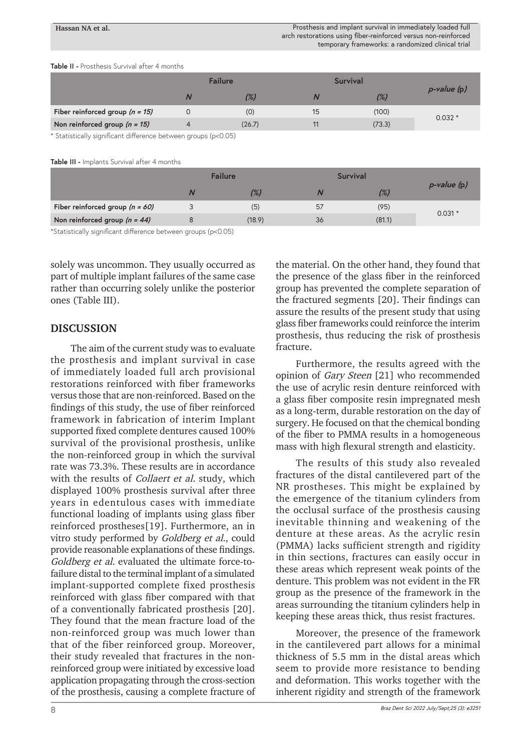**Table II -** Prosthesis Survival after 4 months

| | Failure | | Survival | | p-value (p) |
|---|---|---|---|---|---|
| | *N* | *(%)* | *N* | *(%)* | |
| Fiber reinforced group *(n = 15)* | 0 | (0) | 15 | (100) | 0.032 * |
| Non reinforced group *(n = 15)* | 4 | (26.7) | 11 | (73.3) | |

* Statistically significant difference between groups (p<0.05)

**Table III -** Implants Survival after 4 months

| | Failure | | Survival | | p-value (p) |
|---|---|---|---|---|---|
| | *N* | *(%)* | *N* | *(%)* | |
| Fiber reinforced group *(n = 60)* | 3 | (5) | 57 | (95) | 0.031 * |
| Non reinforced group *(n = 44)* | 8 | (18.9) | 36 | (81.1) | |

*Statistically significant difference between groups (p<0.05)

solely was uncommon. They usually occurred as part of multiple implant failures of the same case rather than occurring solely unlike the posterior ones (Table III).

## DISCUSSION

The aim of the current study was to evaluate the prosthesis and implant survival in case of immediately loaded full arch provisional restorations reinforced with fiber frameworks versus those that are non-reinforced. Based on the findings of this study, the use of fiber reinforced framework in fabrication of interim Implant supported fixed complete dentures caused 100% survival of the provisional prosthesis, unlike the non-reinforced group in which the survival rate was 73.3%. These results are in accordance with the results of *Collaert et al.* study, which displayed 100% prosthesis survival after three years in edentulous cases with immediate functional loading of implants using glass fiber reinforced prostheses[19]. Furthermore, an in vitro study performed by *Goldberg et al.*, could provide reasonable explanations of these findings. *Goldberg et al.* evaluated the ultimate force-to-failure distal to the terminal implant of a simulated implant-supported complete fixed prosthesis reinforced with glass fiber compared with that of a conventionally fabricated prosthesis [20]. They found that the mean fracture load of the non-reinforced group was much lower than that of the fiber reinforced group. Moreover, their study revealed that fractures in the non-reinforced group were initiated by excessive load application propagating through the cross-section of the prosthesis, causing a complete fracture of the material. On the other hand, they found that the presence of the glass fiber in the reinforced group has prevented the complete separation of the fractured segments [20]. Their findings can assure the results of the present study that using glass fiber frameworks could reinforce the interim prosthesis, thus reducing the risk of prosthesis fracture.

Furthermore, the results agreed with the opinion of *Gary Steen* [21] who recommended the use of acrylic resin denture reinforced with a glass fiber composite resin impregnated mesh as a long-term, durable restoration on the day of surgery. He focused on that the chemical bonding of the fiber to PMMA results in a homogeneous mass with high flexural strength and elasticity.

The results of this study also revealed fractures of the distal cantilevered part of the NR prostheses. This might be explained by the emergence of the titanium cylinders from the occlusal surface of the prosthesis causing inevitable thinning and weakening of the denture at these areas. As the acrylic resin (PMMA) lacks sufficient strength and rigidity in thin sections, fractures can easily occur in these areas which represent weak points of the denture. This problem was not evident in the FR group as the presence of the framework in the areas surrounding the titanium cylinders help in keeping these areas thick, thus resist fractures.

Moreover, the presence of the framework in the cantilevered part allows for a minimal thickness of 5.5 mm in the distal areas which seem to provide more resistance to bending and deformation. This works together with the inherent rigidity and strength of the framework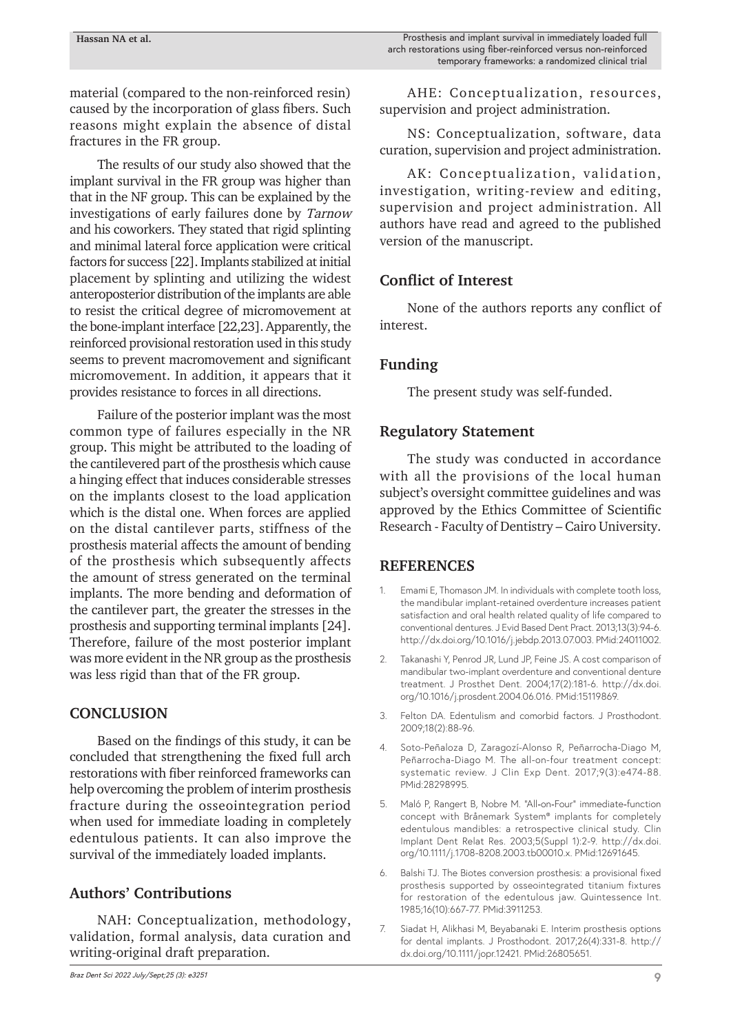material (compared to the non-reinforced resin) caused by the incorporation of glass fibers. Such reasons might explain the absence of distal fractures in the FR group.

The results of our study also showed that the implant survival in the FR group was higher than that in the NF group. This can be explained by the investigations of early failures done by *Tarnow* and his coworkers. They stated that rigid splinting and minimal lateral force application were critical factors for success [22]. Implants stabilized at initial placement by splinting and utilizing the widest anteroposterior distribution of the implants are able to resist the critical degree of micromovement at the bone-implant interface [22,23]. Apparently, the reinforced provisional restoration used in this study seems to prevent macromovement and significant micromovement. In addition, it appears that it provides resistance to forces in all directions.

Failure of the posterior implant was the most common type of failures especially in the NR group. This might be attributed to the loading of the cantilevered part of the prosthesis which cause a hinging effect that induces considerable stresses on the implants closest to the load application which is the distal one. When forces are applied on the distal cantilever parts, stiffness of the prosthesis material affects the amount of bending of the prosthesis which subsequently affects the amount of stress generated on the terminal implants. The more bending and deformation of the cantilever part, the greater the stresses in the prosthesis and supporting terminal implants [24]. Therefore, failure of the most posterior implant was more evident in the NR group as the prosthesis was less rigid than that of the FR group.

## CONCLUSION

Based on the findings of this study, it can be concluded that strengthening the fixed full arch restorations with fiber reinforced frameworks can help overcoming the problem of interim prosthesis fracture during the osseointegration period when used for immediate loading in completely edentulous patients. It can also improve the survival of the immediately loaded implants.

## Authors' Contributions

NAH: Conceptualization, methodology, validation, formal analysis, data curation and writing-original draft preparation.

AHE: Conceptualization, resources, supervision and project administration.

NS: Conceptualization, software, data curation, supervision and project administration.

AK: Conceptualization, validation, investigation, writing-review and editing, supervision and project administration. All authors have read and agreed to the published version of the manuscript.

## Conflict of Interest

None of the authors reports any conflict of interest.

## Funding

The present study was self-funded.

## Regulatory Statement

The study was conducted in accordance with all the provisions of the local human subject's oversight committee guidelines and was approved by the Ethics Committee of Scientific Research - Faculty of Dentistry – Cairo University.

## REFERENCES

1. Emami E, Thomason JM. In individuals with complete tooth loss, the mandibular implant-retained overdenture increases patient satisfaction and oral health related quality of life compared to conventional dentures. J Evid Based Dent Pract. 2013;13(3):94-6. http://dx.doi.org/10.1016/j.jebdp.2013.07.003. PMid:24011002.
2. Takanashi Y, Penrod JR, Lund JP, Feine JS. A cost comparison of mandibular two-implant overdenture and conventional denture treatment. J Prosthet Dent. 2004;17(2):181-6. http://dx.doi.org/10.1016/j.prosdent.2004.06.016. PMid:15119869.
3. Felton DA. Edentulism and comorbid factors. J Prosthodont. 2009;18(2):88-96.
4. Soto-Peñaloza D, Zaragozí-Alonso R, Peñarrocha-Diago M, Peñarrocha-Diago M. The all-on-four treatment concept: systematic review. J Clin Exp Dent. 2017;9(3):e474-88. PMid:28298995.
5. Maló P, Rangert B, Nobre M. "All-on-Four" immediate-function concept with Brånemark System® implants for completely edentulous mandibles: a retrospective clinical study. Clin Implant Dent Relat Res. 2003;5(Suppl 1):2-9. http://dx.doi.org/10.1111/j.1708-8208.2003.tb00010.x. PMid:12691645.
6. Balshi TJ. The Biotes conversion prosthesis: a provisional fixed prosthesis supported by osseointegrated titanium fixtures for restoration of the edentulous jaw. Quintessence Int. 1985;16(10):667-77. PMid:3911253.
7. Siadat H, Alikhasi M, Beyabanaki E. Interim prosthesis options for dental implants. J Prosthodont. 2017;26(4):331-8. http://dx.doi.org/10.1111/jopr.12421. PMid:26805651.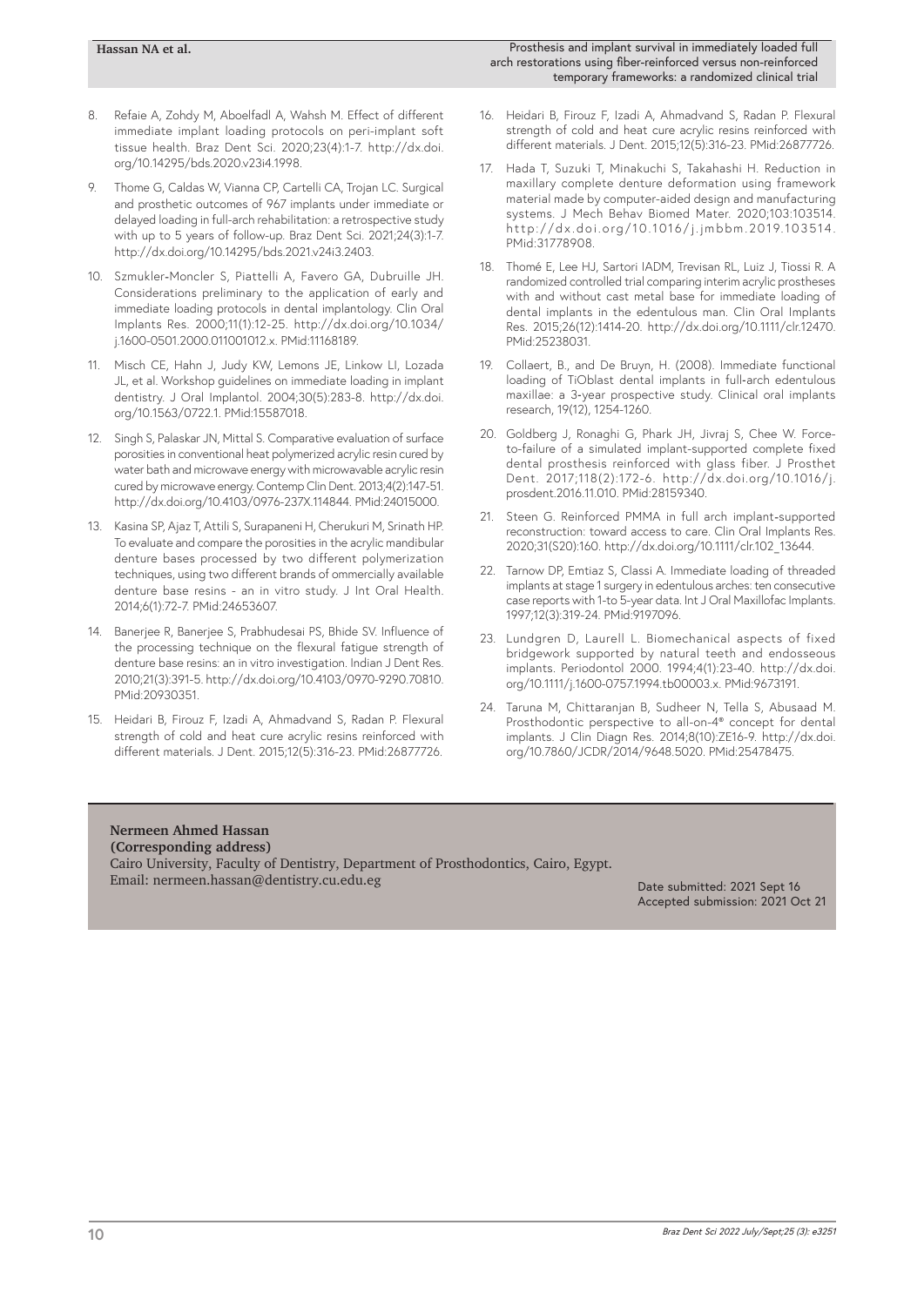8. Refaie A, Zohdy M, Aboelfadl A, Wahsh M. Effect of different immediate implant loading protocols on peri-implant soft tissue health. Braz Dent Sci. 2020;23(4):1-7. http://dx.doi.org/10.14295/bds.2020.v23i4.1998.
9. Thome G, Caldas W, Vianna CP, Cartelli CA, Trojan LC. Surgical and prosthetic outcomes of 967 implants under immediate or delayed loading in full-arch rehabilitation: a retrospective study with up to 5 years of follow-up. Braz Dent Sci. 2021;24(3):1-7. http://dx.doi.org/10.14295/bds.2021.v24i3.2403.
10. Szmukler-Moncler S, Piattelli A, Favero GA, Dubruille JH. Considerations preliminary to the application of early and immediate loading protocols in dental implantology. Clin Oral Implants Res. 2000;11(1):12-25. http://dx.doi.org/10.1034/j.1600-0501.2000.011001012.x. PMid:11168189.
11. Misch CE, Hahn J, Judy KW, Lemons JE, Linkow LI, Lozada JL, et al. Workshop guidelines on immediate loading in implant dentistry. J Oral Implantol. 2004;30(5):283-8. http://dx.doi.org/10.1563/0722.1. PMid:15587018.
12. Singh S, Palaskar JN, Mittal S. Comparative evaluation of surface porosities in conventional heat polymerized acrylic resin cured by water bath and microwave energy with microwavable acrylic resin cured by microwave energy. Contemp Clin Dent. 2013;4(2):147-51. http://dx.doi.org/10.4103/0976-237X.114844. PMid:24015000.
13. Kasina SP, Ajaz T, Attili S, Surapaneni H, Cherukuri M, Srinath HP. To evaluate and compare the porosities in the acrylic mandibular denture bases processed by two different polymerization techniques, using two different brands of ommercially available denture base resins - an in vitro study. J Int Oral Health. 2014;6(1):72-7. PMid:24653607.
14. Banerjee R, Banerjee S, Prabhudesai PS, Bhide SV. Influence of the processing technique on the flexural fatigue strength of denture base resins: an in vitro investigation. Indian J Dent Res. 2010;21(3):391-5. http://dx.doi.org/10.4103/0970-9290.70810. PMid:20930351.
15. Heidari B, Firouz F, Izadi A, Ahmadvand S, Radan P. Flexural strength of cold and heat cure acrylic resins reinforced with different materials. J Dent. 2015;12(5):316-23. PMid:26877726.
16. Heidari B, Firouz F, Izadi A, Ahmadvand S, Radan P. Flexural strength of cold and heat cure acrylic resins reinforced with different materials. J Dent. 2015;12(5):316-23. PMid:26877726.
17. Hada T, Suzuki T, Minakuchi S, Takahashi H. Reduction in maxillary complete denture deformation using framework material made by computer-aided design and manufacturing systems. J Mech Behav Biomed Mater. 2020;103:103514. http://dx.doi.org/10.1016/j.jmbbm.2019.103514. PMid:31778908.
18. Thomé E, Lee HJ, Sartori IADM, Trevisan RL, Luiz J, Tiossi R. A randomized controlled trial comparing interim acrylic prostheses with and without cast metal base for immediate loading of dental implants in the edentulous man. Clin Oral Implants Res. 2015;26(12):1414-20. http://dx.doi.org/10.1111/clr.12470. PMid:25238031.
19. Collaert, B., and De Bruyn, H. (2008). Immediate functional loading of TiOblast dental implants in full-arch edentulous maxillae: a 3-year prospective study. Clinical oral implants research, 19(12), 1254-1260.
20. Goldberg J, Ronaghi G, Phark JH, Jivraj S, Chee W. Force-to-failure of a simulated implant-supported complete fixed dental prosthesis reinforced with glass fiber. J Prosthet Dent. 2017;118(2):172-6. http://dx.doi.org/10.1016/j.prosdent.2016.11.010. PMid:28159340.
21. Steen G. Reinforced PMMA in full arch implant-supported reconstruction: toward access to care. Clin Oral Implants Res. 2020;31(S20):160. http://dx.doi.org/10.1111/clr.102_13644.
22. Tarnow DP, Emtiaz S, Classi A. Immediate loading of threaded implants at stage 1 surgery in edentulous arches: ten consecutive case reports with 1-to 5-year data. Int J Oral Maxillofac Implants. 1997;12(3):319-24. PMid:9197096.
23. Lundgren D, Laurell L. Biomechanical aspects of fixed bridgework supported by natural teeth and endosseous implants. Periodontol 2000. 1994;4(1):23-40. http://dx.doi.org/10.1111/j.1600-0757.1994.tb00003.x. PMid:9673191.
24. Taruna M, Chittaranjan B, Sudheer N, Tella S, Abusaad M. Prosthodontic perspective to all-on-4® concept for dental implants. J Clin Diagn Res. 2014;8(10):ZE16-9. http://dx.doi.org/10.7860/JCDR/2014/9648.5020. PMid:25478475.

**Nermeen Ahmed Hassan**
**(Corresponding address)**
Cairo University, Faculty of Dentistry, Department of Prosthodontics, Cairo, Egypt.
Email: nermeen.hassan@dentistry.cu.edu.eg

Date submitted: 2021 Sept 16
Accepted submission: 2021 Oct 21